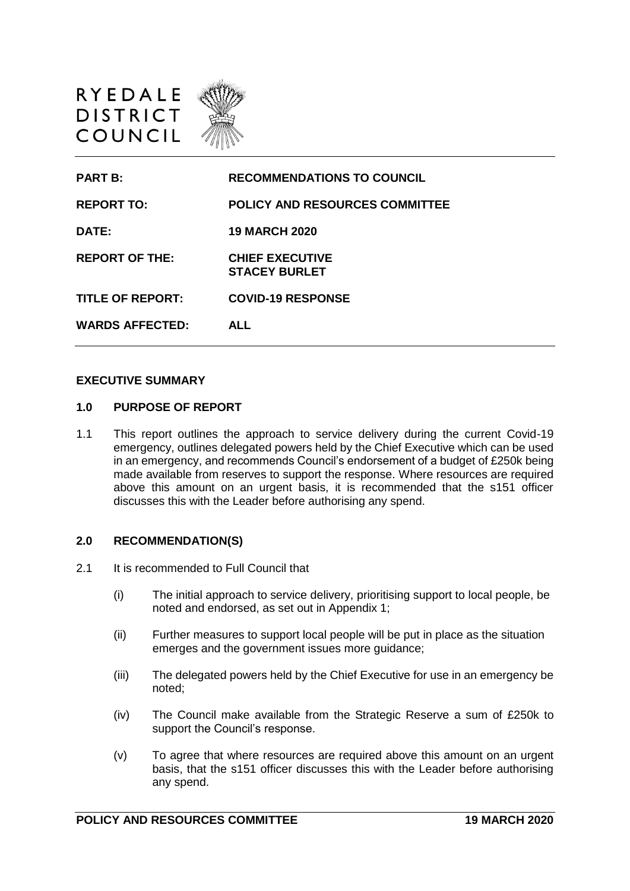RYEDALE DISTRICT COUNCIL

| | |
|---|---|
| **PART B:** | **RECOMMENDATIONS TO COUNCIL** |
| **REPORT TO:** | **POLICY AND RESOURCES COMMITTEE** |
| **DATE:** | **19 MARCH 2020** |
| **REPORT OF THE:** | **CHIEF EXECUTIVE**<br>**STACEY BURLET** |
| **TITLE OF REPORT:** | **COVID-19 RESPONSE** |
| **WARDS AFFECTED:** | **ALL** |

## EXECUTIVE SUMMARY

### 1.0 PURPOSE OF REPORT

1.1 This report outlines the approach to service delivery during the current Covid-19 emergency, outlines delegated powers held by the Chief Executive which can be used in an emergency, and recommends Council's endorsement of a budget of £250k being made available from reserves to support the response. Where resources are required above this amount on an urgent basis, it is recommended that the s151 officer discusses this with the Leader before authorising any spend.

### 2.0 RECOMMENDATION(S)

2.1 It is recommended to Full Council that

(i) The initial approach to service delivery, prioritising support to local people, be noted and endorsed, as set out in Appendix 1;

(ii) Further measures to support local people will be put in place as the situation emerges and the government issues more guidance;

(iii) The delegated powers held by the Chief Executive for use in an emergency be noted;

(iv) The Council make available from the Strategic Reserve a sum of £250k to support the Council's response.

(v) To agree that where resources are required above this amount on an urgent basis, that the s151 officer discusses this with the Leader before authorising any spend.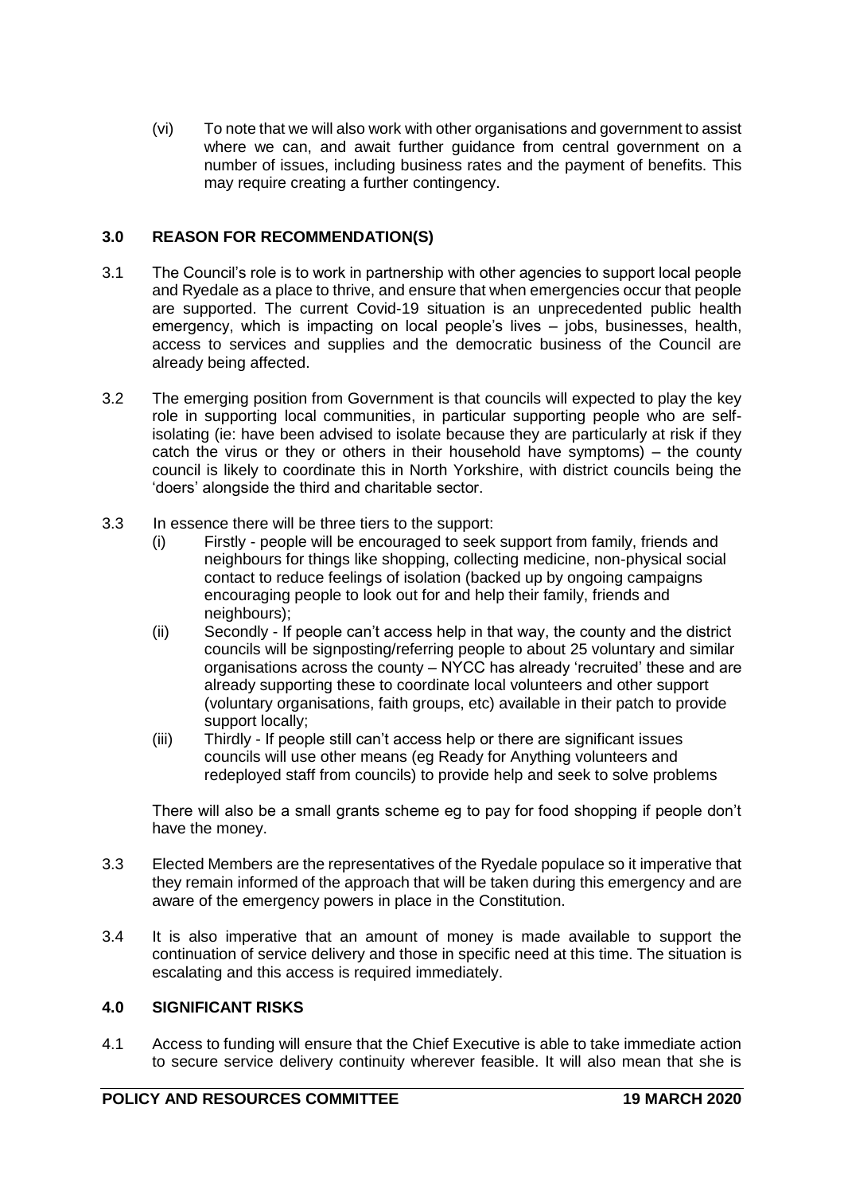(vi) To note that we will also work with other organisations and government to assist where we can, and await further guidance from central government on a number of issues, including business rates and the payment of benefits. This may require creating a further contingency.

## 3.0 REASON FOR RECOMMENDATION(S)

3.1 The Council's role is to work in partnership with other agencies to support local people and Ryedale as a place to thrive, and ensure that when emergencies occur that people are supported. The current Covid-19 situation is an unprecedented public health emergency, which is impacting on local people's lives – jobs, businesses, health, access to services and supplies and the democratic business of the Council are already being affected.

3.2 The emerging position from Government is that councils will expected to play the key role in supporting local communities, in particular supporting people who are self-isolating (ie: have been advised to isolate because they are particularly at risk if they catch the virus or they or others in their household have symptoms) – the county council is likely to coordinate this in North Yorkshire, with district councils being the 'doers' alongside the third and charitable sector.

3.3 In essence there will be three tiers to the support:

(i) Firstly - people will be encouraged to seek support from family, friends and neighbours for things like shopping, collecting medicine, non-physical social contact to reduce feelings of isolation (backed up by ongoing campaigns encouraging people to look out for and help their family, friends and neighbours);

(ii) Secondly - If people can't access help in that way, the county and the district councils will be signposting/referring people to about 25 voluntary and similar organisations across the county – NYCC has already 'recruited' these and are already supporting these to coordinate local volunteers and other support (voluntary organisations, faith groups, etc) available in their patch to provide support locally;

(iii) Thirdly - If people still can't access help or there are significant issues councils will use other means (eg Ready for Anything volunteers and redeployed staff from councils) to provide help and seek to solve problems

There will also be a small grants scheme eg to pay for food shopping if people don't have the money.

3.3 Elected Members are the representatives of the Ryedale populace so it imperative that they remain informed of the approach that will be taken during this emergency and are aware of the emergency powers in place in the Constitution.

3.4 It is also imperative that an amount of money is made available to support the continuation of service delivery and those in specific need at this time. The situation is escalating and this access is required immediately.

## 4.0 SIGNIFICANT RISKS

4.1 Access to funding will ensure that the Chief Executive is able to take immediate action to secure service delivery continuity wherever feasible. It will also mean that she is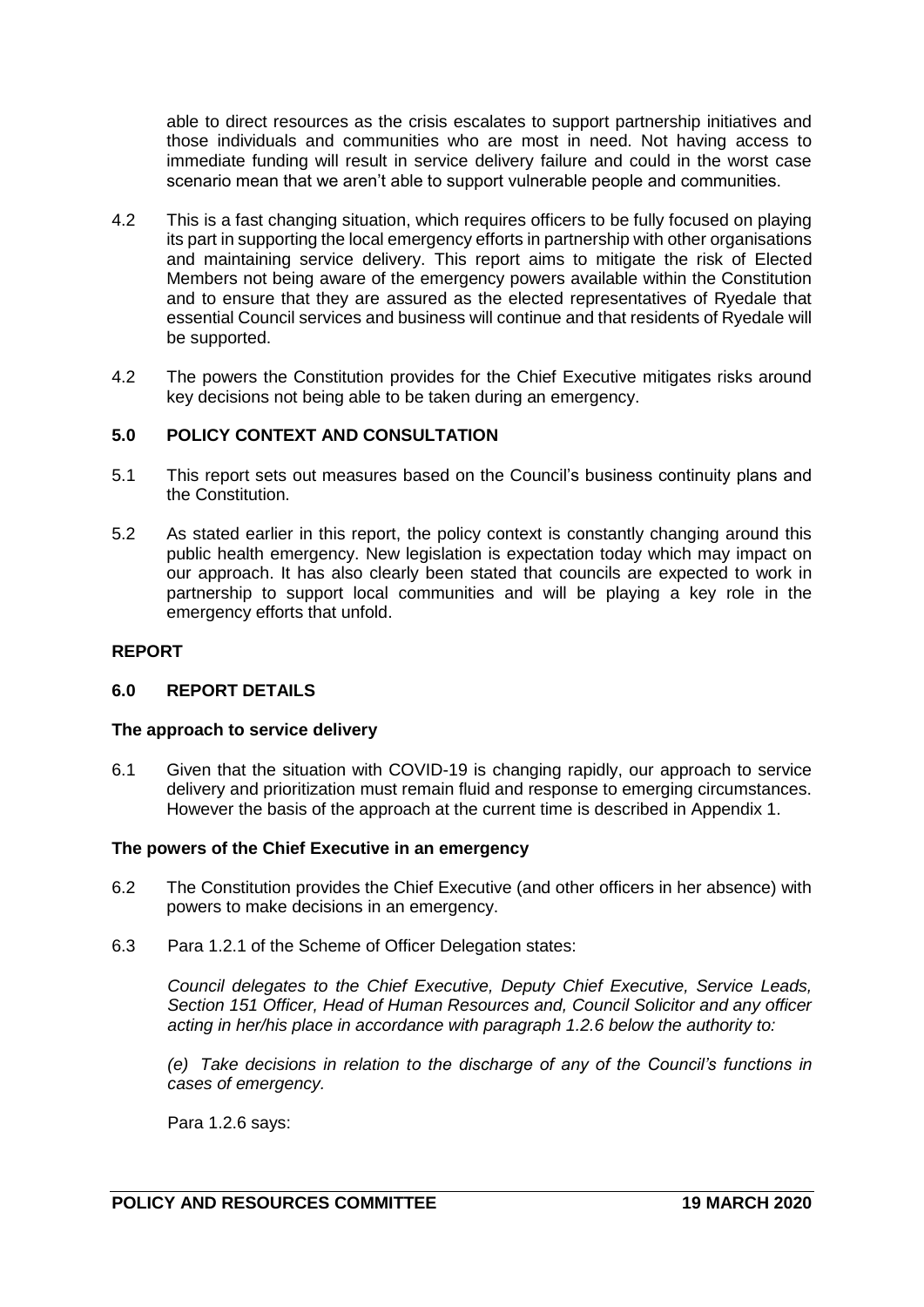able to direct resources as the crisis escalates to support partnership initiatives and those individuals and communities who are most in need. Not having access to immediate funding will result in service delivery failure and could in the worst case scenario mean that we aren't able to support vulnerable people and communities.

4.2 This is a fast changing situation, which requires officers to be fully focused on playing its part in supporting the local emergency efforts in partnership with other organisations and maintaining service delivery. This report aims to mitigate the risk of Elected Members not being aware of the emergency powers available within the Constitution and to ensure that they are assured as the elected representatives of Ryedale that essential Council services and business will continue and that residents of Ryedale will be supported.

4.2 The powers the Constitution provides for the Chief Executive mitigates risks around key decisions not being able to be taken during an emergency.

## 5.0 POLICY CONTEXT AND CONSULTATION

5.1 This report sets out measures based on the Council's business continuity plans and the Constitution.

5.2 As stated earlier in this report, the policy context is constantly changing around this public health emergency. New legislation is expectation today which may impact on our approach. It has also clearly been stated that councils are expected to work in partnership to support local communities and will be playing a key role in the emergency efforts that unfold.

## REPORT

## 6.0 REPORT DETAILS

### The approach to service delivery

6.1 Given that the situation with COVID-19 is changing rapidly, our approach to service delivery and prioritization must remain fluid and response to emerging circumstances. However the basis of the approach at the current time is described in Appendix 1.

### The powers of the Chief Executive in an emergency

6.2 The Constitution provides the Chief Executive (and other officers in her absence) with powers to make decisions in an emergency.

6.3 Para 1.2.1 of the Scheme of Officer Delegation states:

*Council delegates to the Chief Executive, Deputy Chief Executive, Service Leads, Section 151 Officer, Head of Human Resources and, Council Solicitor and any officer acting in her/his place in accordance with paragraph 1.2.6 below the authority to:*

*(e) Take decisions in relation to the discharge of any of the Council's functions in cases of emergency.*

Para 1.2.6 says: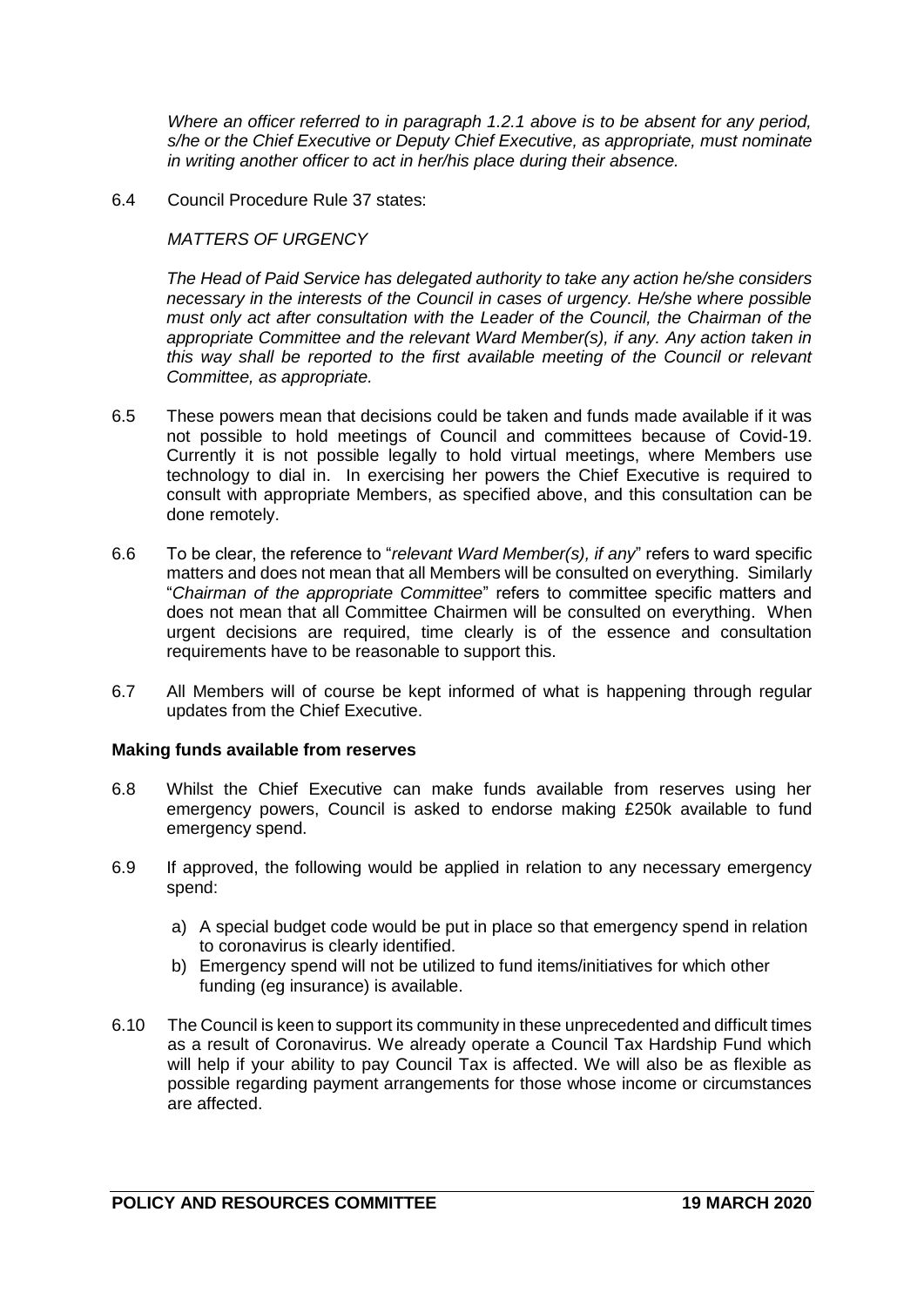*Where an officer referred to in paragraph 1.2.1 above is to be absent for any period, s/he or the Chief Executive or Deputy Chief Executive, as appropriate, must nominate in writing another officer to act in her/his place during their absence.*

6.4 Council Procedure Rule 37 states:

*MATTERS OF URGENCY*

*The Head of Paid Service has delegated authority to take any action he/she considers necessary in the interests of the Council in cases of urgency. He/she where possible must only act after consultation with the Leader of the Council, the Chairman of the appropriate Committee and the relevant Ward Member(s), if any. Any action taken in this way shall be reported to the first available meeting of the Council or relevant Committee, as appropriate.*

6.5 These powers mean that decisions could be taken and funds made available if it was not possible to hold meetings of Council and committees because of Covid-19. Currently it is not possible legally to hold virtual meetings, where Members use technology to dial in. In exercising her powers the Chief Executive is required to consult with appropriate Members, as specified above, and this consultation can be done remotely.

6.6 To be clear, the reference to "*relevant Ward Member(s), if any*" refers to ward specific matters and does not mean that all Members will be consulted on everything. Similarly "*Chairman of the appropriate Committee*" refers to committee specific matters and does not mean that all Committee Chairmen will be consulted on everything. When urgent decisions are required, time clearly is of the essence and consultation requirements have to be reasonable to support this.

6.7 All Members will of course be kept informed of what is happening through regular updates from the Chief Executive.

**Making funds available from reserves**

6.8 Whilst the Chief Executive can make funds available from reserves using her emergency powers, Council is asked to endorse making £250k available to fund emergency spend.

6.9 If approved, the following would be applied in relation to any necessary emergency spend:

a) A special budget code would be put in place so that emergency spend in relation to coronavirus is clearly identified.
b) Emergency spend will not be utilized to fund items/initiatives for which other funding (eg insurance) is available.

6.10 The Council is keen to support its community in these unprecedented and difficult times as a result of Coronavirus. We already operate a Council Tax Hardship Fund which will help if your ability to pay Council Tax is affected. We will also be as flexible as possible regarding payment arrangements for those whose income or circumstances are affected.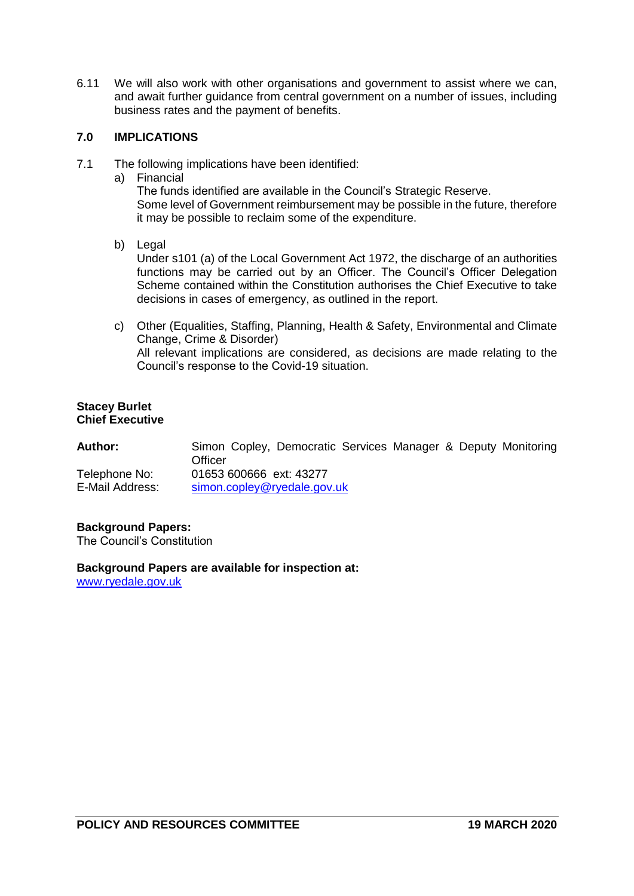6.11 We will also work with other organisations and government to assist where we can, and await further guidance from central government on a number of issues, including business rates and the payment of benefits.

## 7.0 IMPLICATIONS

7.1 The following implications have been identified:

a) Financial

The funds identified are available in the Council's Strategic Reserve.
Some level of Government reimbursement may be possible in the future, therefore it may be possible to reclaim some of the expenditure.

b) Legal

Under s101 (a) of the Local Government Act 1972, the discharge of an authorities functions may be carried out by an Officer. The Council's Officer Delegation Scheme contained within the Constitution authorises the Chief Executive to take decisions in cases of emergency, as outlined in the report.

c) Other (Equalities, Staffing, Planning, Health & Safety, Environmental and Climate Change, Crime & Disorder)

All relevant implications are considered, as decisions are made relating to the Council's response to the Covid-19 situation.

**Stacey Burlet**
**Chief Executive**

| | |
|---|---|
| **Author:** | Simon Copley, Democratic Services Manager & Deputy Monitoring Officer |
| Telephone No: | 01653 600666 ext: 43277 |
| E-Mail Address: | simon.copley@ryedale.gov.uk |

**Background Papers:**
The Council's Constitution

**Background Papers are available for inspection at:**
www.ryedale.gov.uk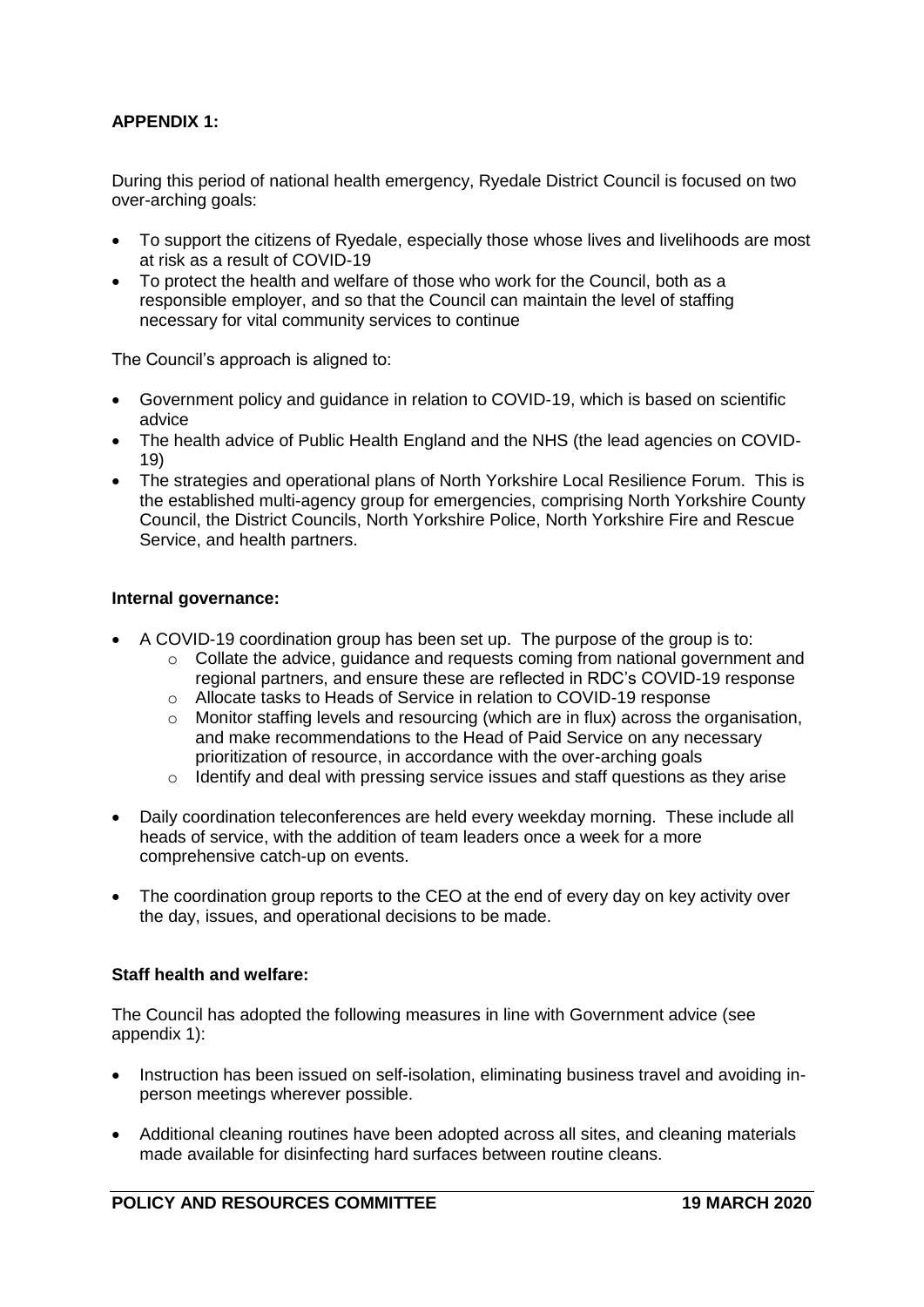**APPENDIX 1:**

During this period of national health emergency, Ryedale District Council is focused on two over-arching goals:

- To support the citizens of Ryedale, especially those whose lives and livelihoods are most at risk as a result of COVID-19
- To protect the health and welfare of those who work for the Council, both as a responsible employer, and so that the Council can maintain the level of staffing necessary for vital community services to continue

The Council's approach is aligned to:

- Government policy and guidance in relation to COVID-19, which is based on scientific advice
- The health advice of Public Health England and the NHS (the lead agencies on COVID-19)
- The strategies and operational plans of North Yorkshire Local Resilience Forum. This is the established multi-agency group for emergencies, comprising North Yorkshire County Council, the District Councils, North Yorkshire Police, North Yorkshire Fire and Rescue Service, and health partners.

**Internal governance:**

- A COVID-19 coordination group has been set up. The purpose of the group is to:
  - Collate the advice, guidance and requests coming from national government and regional partners, and ensure these are reflected in RDC's COVID-19 response
  - Allocate tasks to Heads of Service in relation to COVID-19 response
  - Monitor staffing levels and resourcing (which are in flux) across the organisation, and make recommendations to the Head of Paid Service on any necessary prioritization of resource, in accordance with the over-arching goals
  - Identify and deal with pressing service issues and staff questions as they arise
- Daily coordination teleconferences are held every weekday morning. These include all heads of service, with the addition of team leaders once a week for a more comprehensive catch-up on events.
- The coordination group reports to the CEO at the end of every day on key activity over the day, issues, and operational decisions to be made.

**Staff health and welfare:**

The Council has adopted the following measures in line with Government advice (see appendix 1):

- Instruction has been issued on self-isolation, eliminating business travel and avoiding in-person meetings wherever possible.
- Additional cleaning routines have been adopted across all sites, and cleaning materials made available for disinfecting hard surfaces between routine cleans.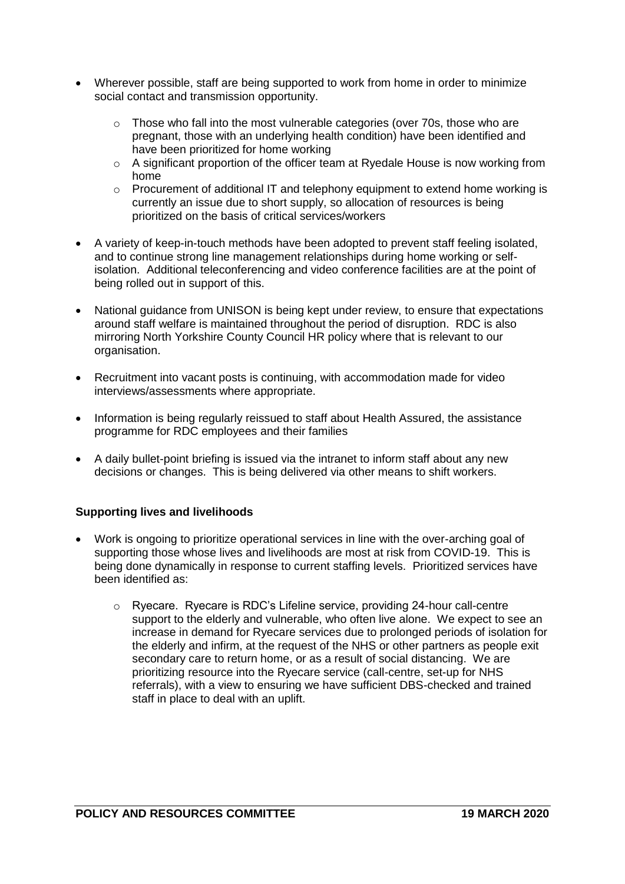- Wherever possible, staff are being supported to work from home in order to minimize social contact and transmission opportunity.
  - Those who fall into the most vulnerable categories (over 70s, those who are pregnant, those with an underlying health condition) have been identified and have been prioritized for home working
  - A significant proportion of the officer team at Ryedale House is now working from home
  - Procurement of additional IT and telephony equipment to extend home working is currently an issue due to short supply, so allocation of resources is being prioritized on the basis of critical services/workers
- A variety of keep-in-touch methods have been adopted to prevent staff feeling isolated, and to continue strong line management relationships during home working or self-isolation. Additional teleconferencing and video conference facilities are at the point of being rolled out in support of this.
- National guidance from UNISON is being kept under review, to ensure that expectations around staff welfare is maintained throughout the period of disruption. RDC is also mirroring North Yorkshire County Council HR policy where that is relevant to our organisation.
- Recruitment into vacant posts is continuing, with accommodation made for video interviews/assessments where appropriate.
- Information is being regularly reissued to staff about Health Assured, the assistance programme for RDC employees and their families
- A daily bullet-point briefing is issued via the intranet to inform staff about any new decisions or changes. This is being delivered via other means to shift workers.

**Supporting lives and livelihoods**

- Work is ongoing to prioritize operational services in line with the over-arching goal of supporting those whose lives and livelihoods are most at risk from COVID-19. This is being done dynamically in response to current staffing levels. Prioritized services have been identified as:
  - Ryecare. Ryecare is RDC's Lifeline service, providing 24-hour call-centre support to the elderly and vulnerable, who often live alone. We expect to see an increase in demand for Ryecare services due to prolonged periods of isolation for the elderly and infirm, at the request of the NHS or other partners as people exit secondary care to return home, or as a result of social distancing. We are prioritizing resource into the Ryecare service (call-centre, set-up for NHS referrals), with a view to ensuring we have sufficient DBS-checked and trained staff in place to deal with an uplift.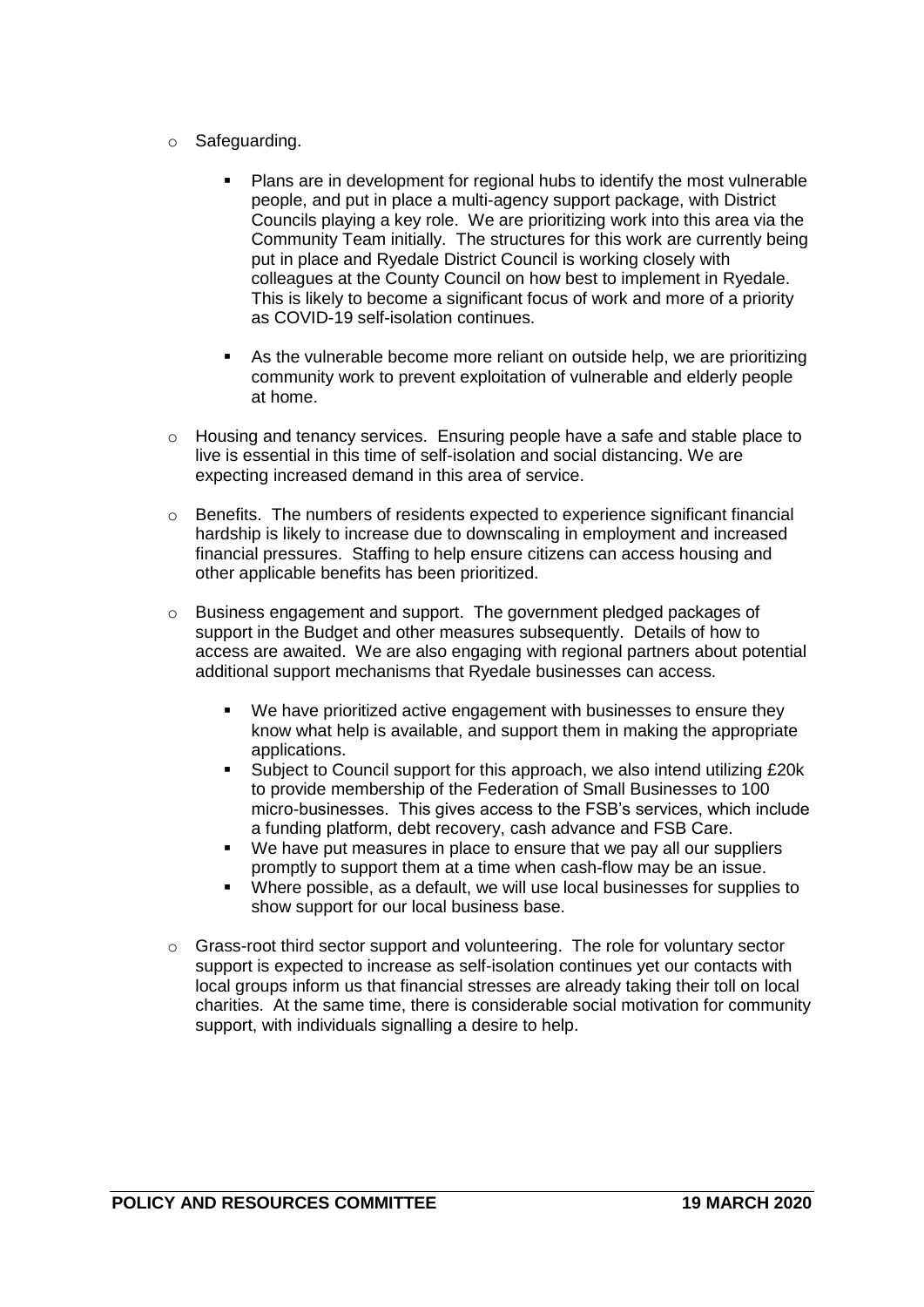- Safeguarding.

  - Plans are in development for regional hubs to identify the most vulnerable people, and put in place a multi-agency support package, with District Councils playing a key role. We are prioritizing work into this area via the Community Team initially. The structures for this work are currently being put in place and Ryedale District Council is working closely with colleagues at the County Council on how best to implement in Ryedale. This is likely to become a significant focus of work and more of a priority as COVID-19 self-isolation continues.

  - As the vulnerable become more reliant on outside help, we are prioritizing community work to prevent exploitation of vulnerable and elderly people at home.

- Housing and tenancy services. Ensuring people have a safe and stable place to live is essential in this time of self-isolation and social distancing. We are expecting increased demand in this area of service.

- Benefits. The numbers of residents expected to experience significant financial hardship is likely to increase due to downscaling in employment and increased financial pressures. Staffing to help ensure citizens can access housing and other applicable benefits has been prioritized.

- Business engagement and support. The government pledged packages of support in the Budget and other measures subsequently. Details of how to access are awaited. We are also engaging with regional partners about potential additional support mechanisms that Ryedale businesses can access.

  - We have prioritized active engagement with businesses to ensure they know what help is available, and support them in making the appropriate applications.
  - Subject to Council support for this approach, we also intend utilizing £20k to provide membership of the Federation of Small Businesses to 100 micro-businesses. This gives access to the FSB's services, which include a funding platform, debt recovery, cash advance and FSB Care.
  - We have put measures in place to ensure that we pay all our suppliers promptly to support them at a time when cash-flow may be an issue.
  - Where possible, as a default, we will use local businesses for supplies to show support for our local business base.

- Grass-root third sector support and volunteering. The role for voluntary sector support is expected to increase as self-isolation continues yet our contacts with local groups inform us that financial stresses are already taking their toll on local charities. At the same time, there is considerable social motivation for community support, with individuals signalling a desire to help.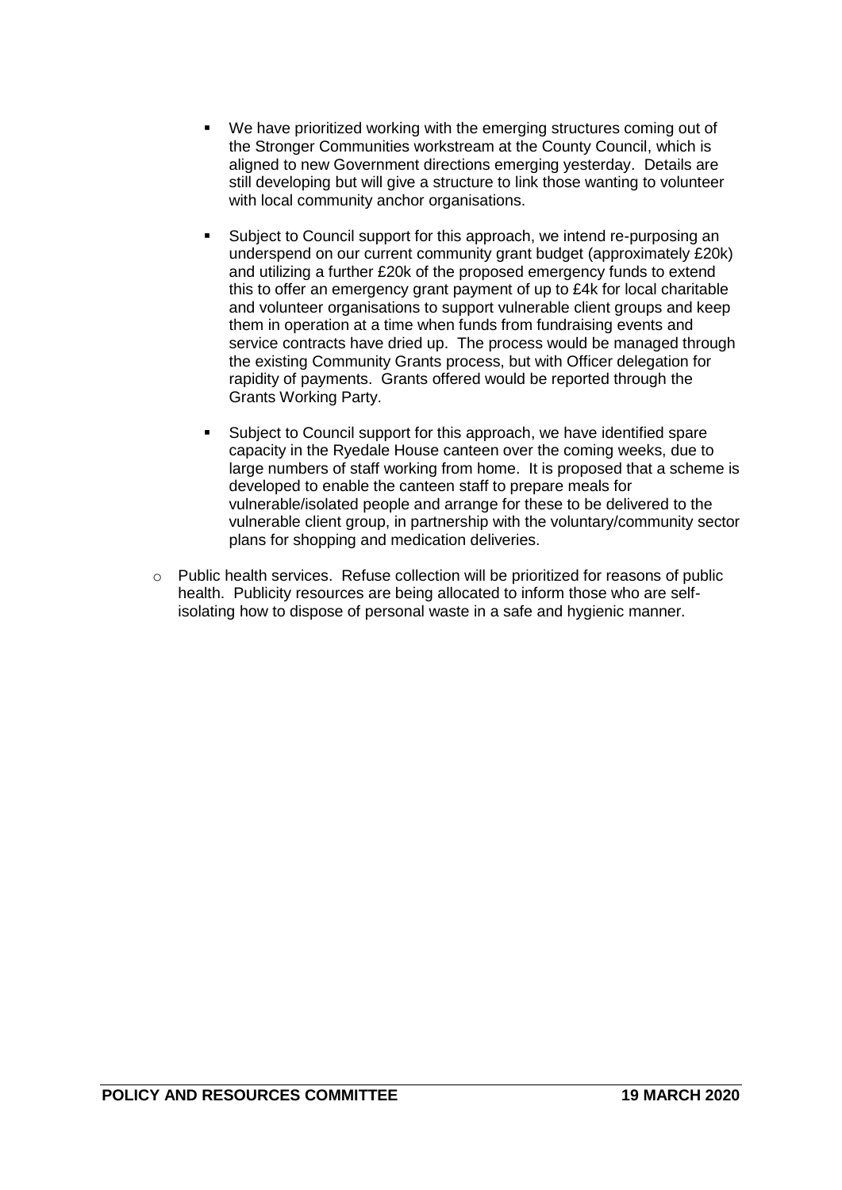- We have prioritized working with the emerging structures coming out of the Stronger Communities workstream at the County Council, which is aligned to new Government directions emerging yesterday. Details are still developing but will give a structure to link those wanting to volunteer with local community anchor organisations.

  - Subject to Council support for this approach, we intend re-purposing an underspend on our current community grant budget (approximately £20k) and utilizing a further £20k of the proposed emergency funds to extend this to offer an emergency grant payment of up to £4k for local charitable and volunteer organisations to support vulnerable client groups and keep them in operation at a time when funds from fundraising events and service contracts have dried up. The process would be managed through the existing Community Grants process, but with Officer delegation for rapidity of payments. Grants offered would be reported through the Grants Working Party.

  - Subject to Council support for this approach, we have identified spare capacity in the Ryedale House canteen over the coming weeks, due to large numbers of staff working from home. It is proposed that a scheme is developed to enable the canteen staff to prepare meals for vulnerable/isolated people and arrange for these to be delivered to the vulnerable client group, in partnership with the voluntary/community sector plans for shopping and medication deliveries.

- Public health services. Refuse collection will be prioritized for reasons of public health. Publicity resources are being allocated to inform those who are self-isolating how to dispose of personal waste in a safe and hygienic manner.